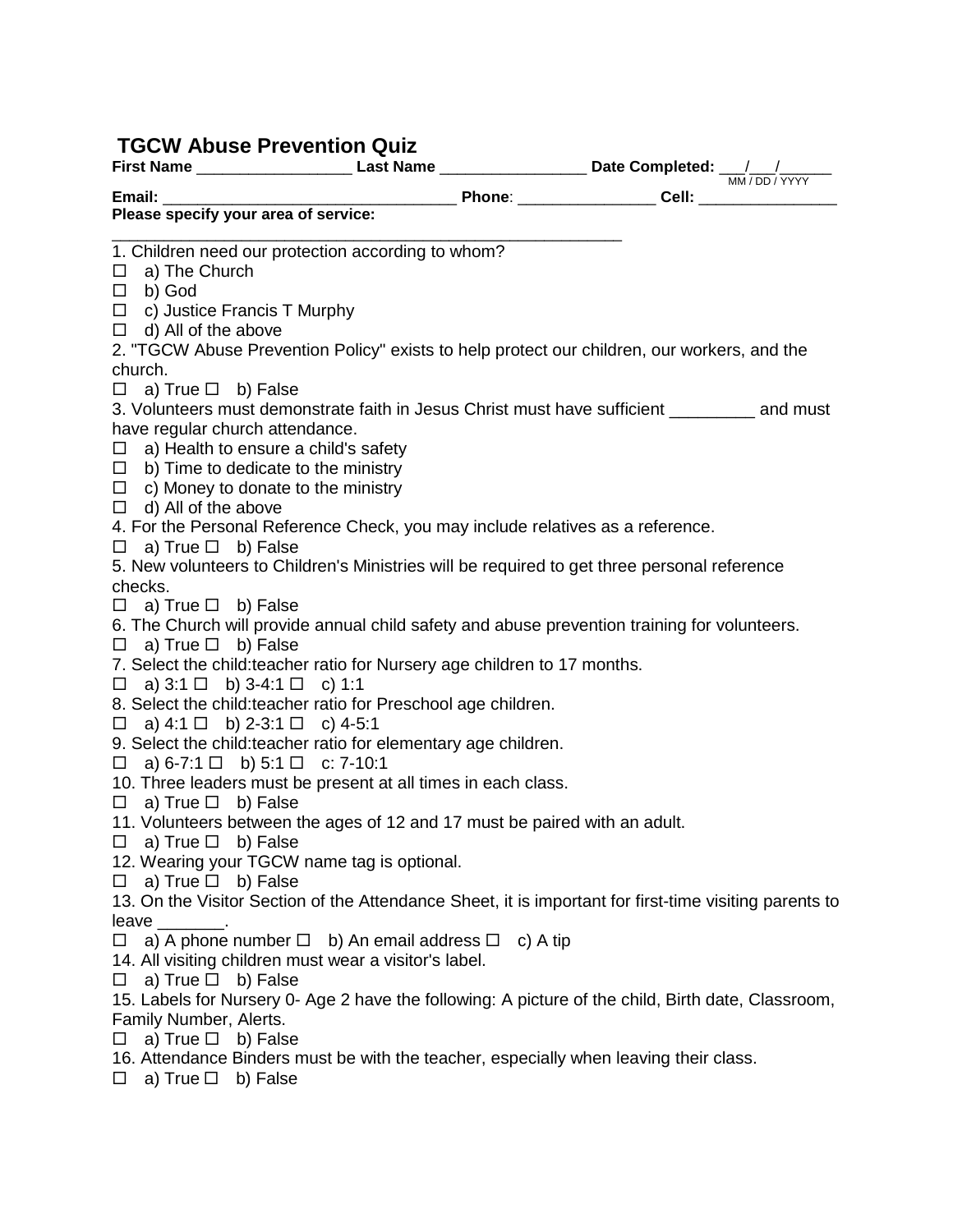# TGCW Abuse Prevention Quiz

**First Name** __________________ **Last Name** _________________ **Date Completed:** ___/___/______
MM / DD / YYYY

**Email:** __________________________________ **Phone**: ________________ **Cell:** ________________

**Please specify your area of service:** ___________________________________________________________

1. Children need our protection according to whom?
☐ a) The Church
☐ b) God
☐ c) Justice Francis T Murphy
☐ d) All of the above

2. "TGCW Abuse Prevention Policy" exists to help protect our children, our workers, and the church.
☐ a) True ☐ b) False

3. Volunteers must demonstrate faith in Jesus Christ must have sufficient _________ and must have regular church attendance.
☐ a) Health to ensure a child's safety
☐ b) Time to dedicate to the ministry
☐ c) Money to donate to the ministry
☐ d) All of the above

4. For the Personal Reference Check, you may include relatives as a reference.
☐ a) True ☐ b) False

5. New volunteers to Children's Ministries will be required to get three personal reference checks.
☐ a) True ☐ b) False

6. The Church will provide annual child safety and abuse prevention training for volunteers.
☐ a) True ☐ b) False

7. Select the child:teacher ratio for Nursery age children to 17 months.
☐ a) 3:1 ☐ b) 3-4:1 ☐ c) 1:1

8. Select the child:teacher ratio for Preschool age children.
☐ a) 4:1 ☐ b) 2-3:1 ☐ c) 4-5:1

9. Select the child:teacher ratio for elementary age children.
☐ a) 6-7:1 ☐ b) 5:1 ☐ c: 7-10:1

10. Three leaders must be present at all times in each class.
☐ a) True ☐ b) False

11. Volunteers between the ages of 12 and 17 must be paired with an adult.
☐ a) True ☐ b) False

12. Wearing your TGCW name tag is optional.
☐ a) True ☐ b) False

13. On the Visitor Section of the Attendance Sheet, it is important for first-time visiting parents to leave _______.
☐ a) A phone number ☐ b) An email address ☐ c) A tip

14. All visiting children must wear a visitor's label.
☐ a) True ☐ b) False

15. Labels for Nursery 0- Age 2 have the following: A picture of the child, Birth date, Classroom, Family Number, Alerts.
☐ a) True ☐ b) False

16. Attendance Binders must be with the teacher, especially when leaving their class.
☐ a) True ☐ b) False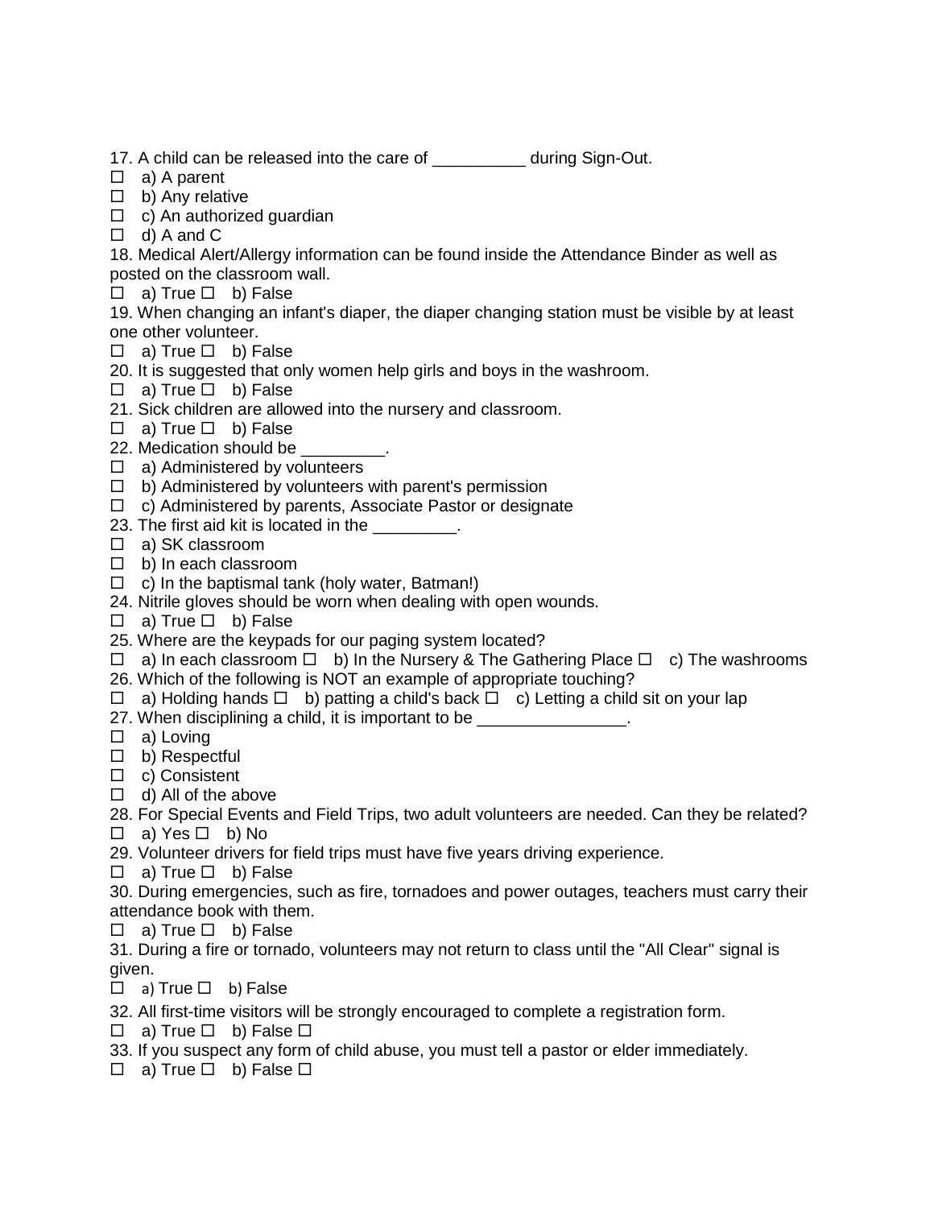17. A child can be released into the care of __________ during Sign-Out.

☐ a) A parent
☐ b) Any relative
☐ c) An authorized guardian
☐ d) A and C

18. Medical Alert/Allergy information can be found inside the Attendance Binder as well as posted on the classroom wall.

☐ a) True ☐ b) False

19. When changing an infant's diaper, the diaper changing station must be visible by at least one other volunteer.

☐ a) True ☐ b) False

20. It is suggested that only women help girls and boys in the washroom.

☐ a) True ☐ b) False

21. Sick children are allowed into the nursery and classroom.

☐ a) True ☐ b) False

22. Medication should be _________.

☐ a) Administered by volunteers
☐ b) Administered by volunteers with parent's permission
☐ c) Administered by parents, Associate Pastor or designate

23. The first aid kit is located in the _________.

☐ a) SK classroom
☐ b) In each classroom
☐ c) In the baptismal tank (holy water, Batman!)

24. Nitrile gloves should be worn when dealing with open wounds.

☐ a) True ☐ b) False

25. Where are the keypads for our paging system located?

☐ a) In each classroom ☐ b) In the Nursery & The Gathering Place ☐ c) The washrooms

26. Which of the following is NOT an example of appropriate touching?

☐ a) Holding hands ☐ b) patting a child's back ☐ c) Letting a child sit on your lap

27. When disciplining a child, it is important to be ________________.

☐ a) Loving
☐ b) Respectful
☐ c) Consistent
☐ d) All of the above

28. For Special Events and Field Trips, two adult volunteers are needed. Can they be related?

☐ a) Yes ☐ b) No

29. Volunteer drivers for field trips must have five years driving experience.

☐ a) True ☐ b) False

30. During emergencies, such as fire, tornadoes and power outages, teachers must carry their attendance book with them.

☐ a) True ☐ b) False

31. During a fire or tornado, volunteers may not return to class until the "All Clear" signal is given.

☐ a) True ☐ b) False

32. All first-time visitors will be strongly encouraged to complete a registration form.

☐ a) True ☐ b) False ☐

33. If you suspect any form of child abuse, you must tell a pastor or elder immediately.

☐ a) True ☐ b) False ☐